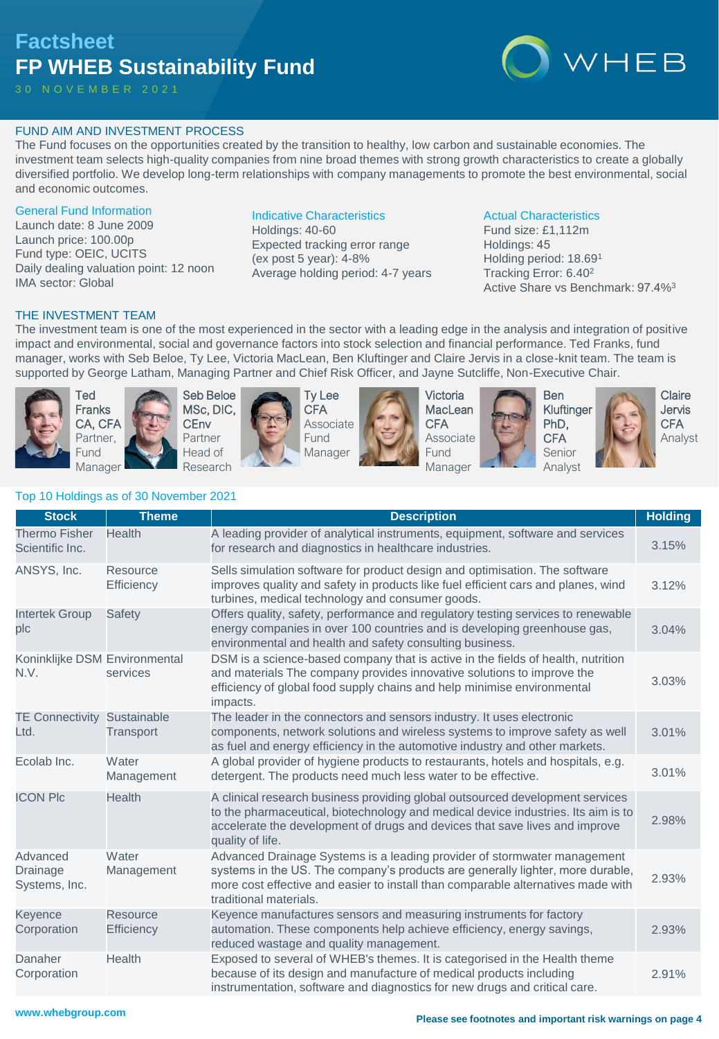# Factsheet
# FP WHEB Sustainability Fund

30 NOVEMBER 2021

## FUND AIM AND INVESTMENT PROCESS

The Fund focuses on the opportunities created by the transition to healthy, low carbon and sustainable economies. The investment team selects high-quality companies from nine broad themes with strong growth characteristics to create a globally diversified portfolio. We develop long-term relationships with company managements to promote the best environmental, social and economic outcomes.

### General Fund Information

Launch date: 8 June 2009
Launch price: 100.00p
Fund type: OEIC, UCITS
Daily dealing valuation point: 12 noon
IMA sector: Global

### Indicative Characteristics

Holdings: 40-60
Expected tracking error range (ex post 5 year): 4-8%
Average holding period: 4-7 years

### Actual Characteristics

Fund size: £1,112m
Holdings: 45
Holding period: 18.69[1]
Tracking Error: 6.40[2]
Active Share vs Benchmark: 97.4%[3]

## THE INVESTMENT TEAM

The investment team is one of the most experienced in the sector with a leading edge in the analysis and integration of positive impact and environmental, social and governance factors into stock selection and financial performance. Ted Franks, fund manager, works with Seb Beloe, Ty Lee, Victoria MacLean, Ben Kluftinger and Claire Jervis in a close-knit team. The team is supported by George Latham, Managing Partner and Chief Risk Officer, and Jayne Sutcliffe, Non-Executive Chair.

- **Ted Franks** CA, CFA — Partner, Fund Manager
- **Seb Beloe** MSc, DIC, CEnv — Partner Head of Research
- **Ty Lee** CFA — Associate Fund Manager
- **Victoria MacLean** CFA — Associate Fund Manager
- **Ben Kluftinger** PhD, CFA — Senior Analyst
- **Claire Jervis** CFA — Analyst

### Top 10 Holdings as of 30 November 2021

| Stock | Theme | Description | Holding |
|---|---|---|---|
| Thermo Fisher Scientific Inc. | Health | A leading provider of analytical instruments, equipment, software and services for research and diagnostics in healthcare industries. | 3.15% |
| ANSYS, Inc. | Resource Efficiency | Sells simulation software for product design and optimisation. The software improves quality and safety in products like fuel efficient cars and planes, wind turbines, medical technology and consumer goods. | 3.12% |
| Intertek Group plc | Safety | Offers quality, safety, performance and regulatory testing services to renewable energy companies in over 100 countries and is developing greenhouse gas, environmental and health and safety consulting business. | 3.04% |
| Koninklijke DSM N.V. | Environmental services | DSM is a science-based company that is active in the fields of health, nutrition and materials The company provides innovative solutions to improve the efficiency of global food supply chains and help minimise environmental impacts. | 3.03% |
| TE Connectivity Ltd. | Sustainable Transport | The leader in the connectors and sensors industry. It uses electronic components, network solutions and wireless systems to improve safety as well as fuel and energy efficiency in the automotive industry and other markets. | 3.01% |
| Ecolab Inc. | Water Management | A global provider of hygiene products to restaurants, hotels and hospitals, e.g. detergent. The products need much less water to be effective. | 3.01% |
| ICON Plc | Health | A clinical research business providing global outsourced development services to the pharmaceutical, biotechnology and medical device industries. Its aim is to accelerate the development of drugs and devices that save lives and improve quality of life. | 2.98% |
| Advanced Drainage Systems, Inc. | Water Management | Advanced Drainage Systems is a leading provider of stormwater management systems in the US. The company's products are generally lighter, more durable, more cost effective and easier to install than comparable alternatives made with traditional materials. | 2.93% |
| Keyence Corporation | Resource Efficiency | Keyence manufactures sensors and measuring instruments for factory automation. These components help achieve efficiency, energy savings, reduced wastage and quality management. | 2.93% |
| Danaher Corporation | Health | Exposed to several of WHEB's themes. It is categorised in the Health theme because of its design and manufacture of medical products including instrumentation, software and diagnostics for new drugs and critical care. | 2.91% |

www.whebgroup.com

**Please see footnotes and important risk warnings on page 4**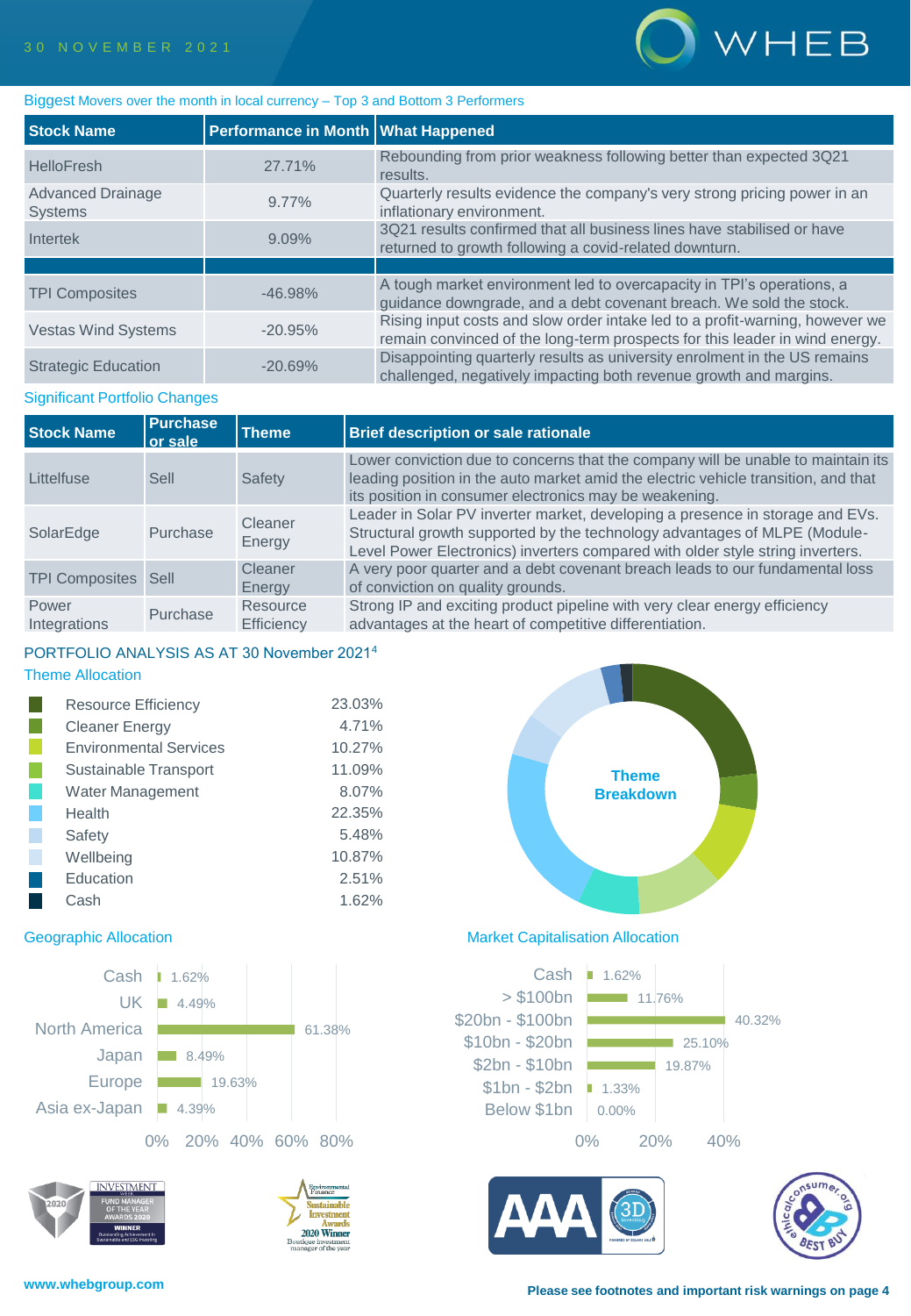## Biggest Movers over the month in local currency – Top 3 and Bottom 3 Performers

| Stock Name | Performance in Month | What Happened |
|---|---|---|
| HelloFresh | 27.71% | Rebounding from prior weakness following better than expected 3Q21 results. |
| Advanced Drainage Systems | 9.77% | Quarterly results evidence the company's very strong pricing power in an inflationary environment. |
| Intertek | 9.09% | 3Q21 results confirmed that all business lines have stabilised or have returned to growth following a covid-related downturn. |
| | | |
| TPI Composites | -46.98% | A tough market environment led to overcapacity in TPI's operations, a guidance downgrade, and a debt covenant breach. We sold the stock. |
| Vestas Wind Systems | -20.95% | Rising input costs and slow order intake led to a profit-warning, however we remain convinced of the long-term prospects for this leader in wind energy. |
| Strategic Education | -20.69% | Disappointing quarterly results as university enrolment in the US remains challenged, negatively impacting both revenue growth and margins. |

## Significant Portfolio Changes

| Stock Name | Purchase or sale | Theme | Brief description or sale rationale |
|---|---|---|---|
| Littelfuse | Sell | Safety | Lower conviction due to concerns that the company will be unable to maintain its leading position in the auto market amid the electric vehicle transition, and that its position in consumer electronics may be weakening. |
| SolarEdge | Purchase | Cleaner Energy | Leader in Solar PV inverter market, developing a presence in storage and EVs. Structural growth supported by the technology advantages of MLPE (Module-Level Power Electronics) inverters compared with older style string inverters. |
| TPI Composites | Sell | Cleaner Energy | A very poor quarter and a debt covenant breach leads to our fundamental loss of conviction on quality grounds. |
| Power Integrations | Purchase | Resource Efficiency | Strong IP and exciting product pipeline with very clear energy efficiency advantages at the heart of competitive differentiation. |

## PORTFOLIO ANALYSIS AS AT 30 November 2021[4]

### Theme Allocation

| Theme | Allocation |
|---|---|
| Resource Efficiency | 23.03% |
| Cleaner Energy | 4.71% |
| Environmental Services | 10.27% |
| Sustainable Transport | 11.09% |
| Water Management | 8.07% |
| Health | 22.35% |
| Safety | 5.48% |
| Wellbeing | 10.87% |
| Education | 2.51% |
| Cash | 1.62% |

Theme Breakdown

### Geographic Allocation

| Region | Allocation |
|---|---|
| Cash | 1.62% |
| UK | 4.49% |
| North America | 61.38% |
| Japan | 8.49% |
| Europe | 19.63% |
| Asia ex-Japan | 4.39% |

### Market Capitalisation Allocation

| Market Cap | Allocation |
|---|---|
| Cash | 1.62% |
| > $100bn | 11.76% |
| $20bn - $100bn | 40.32% |
| $10bn - $20bn | 25.10% |
| $2bn - $10bn | 19.87% |
| $1bn - $2bn | 1.33% |
| Below $1bn | 0.00% |

www.whebgroup.com

Please see footnotes and important risk warnings on page 4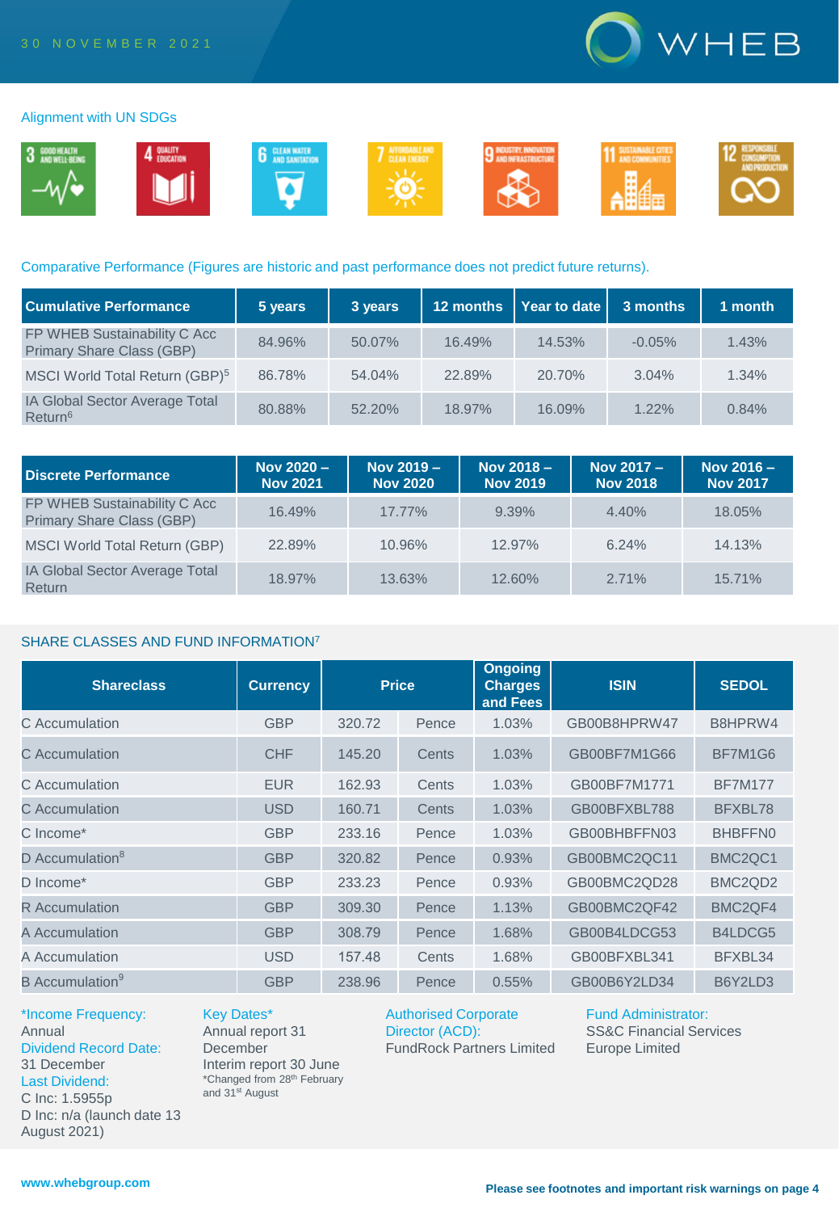30 NOVEMBER 2021

## Alignment with UN SDGs

3 GOOD HEALTH AND WELL-BEING; 4 QUALITY EDUCATION; 6 CLEAN WATER AND SANITATION; 7 AFFORDABLE AND CLEAN ENERGY; 9 INDUSTRY, INNOVATION AND INFRASTRUCTURE; 11 SUSTAINABLE CITIES AND COMMUNITIES; 12 RESPONSIBLE CONSUMPTION AND PRODUCTION

## Comparative Performance (Figures are historic and past performance does not predict future returns).

| Cumulative Performance | 5 years | 3 years | 12 months | Year to date | 3 months | 1 month |
|---|---|---|---|---|---|---|
| FP WHEB Sustainability C Acc Primary Share Class (GBP) | 84.96% | 50.07% | 16.49% | 14.53% | -0.05% | 1.43% |
| MSCI World Total Return (GBP)[5] | 86.78% | 54.04% | 22.89% | 20.70% | 3.04% | 1.34% |
| IA Global Sector Average Total Return[6] | 80.88% | 52.20% | 18.97% | 16.09% | 1.22% | 0.84% |

| Discrete Performance | Nov 2020 – Nov 2021 | Nov 2019 – Nov 2020 | Nov 2018 – Nov 2019 | Nov 2017 – Nov 2018 | Nov 2016 – Nov 2017 |
|---|---|---|---|---|---|
| FP WHEB Sustainability C Acc Primary Share Class (GBP) | 16.49% | 17.77% | 9.39% | 4.40% | 18.05% |
| MSCI World Total Return (GBP) | 22.89% | 10.96% | 12.97% | 6.24% | 14.13% |
| IA Global Sector Average Total Return | 18.97% | 13.63% | 12.60% | 2.71% | 15.71% |

## SHARE CLASSES AND FUND INFORMATION[7]

| Shareclass | Currency | Price | | Ongoing Charges and Fees | ISIN | SEDOL |
|---|---|---|---|---|---|---|
| C Accumulation | GBP | 320.72 | Pence | 1.03% | GB00B8HPRW47 | B8HPRW4 |
| C Accumulation | CHF | 145.20 | Cents | 1.03% | GB00BF7M1G66 | BF7M1G6 |
| C Accumulation | EUR | 162.93 | Cents | 1.03% | GB00BF7M1771 | BF7M177 |
| C Accumulation | USD | 160.71 | Cents | 1.03% | GB00BFXBL788 | BFXBL78 |
| C Income* | GBP | 233.16 | Pence | 1.03% | GB00BHBFFN03 | BHBFFN0 |
| D Accumulation[8] | GBP | 320.82 | Pence | 0.93% | GB00BMC2QC11 | BMC2QC1 |
| D Income* | GBP | 233.23 | Pence | 0.93% | GB00BMC2QD28 | BMC2QD2 |
| R Accumulation | GBP | 309.30 | Pence | 1.13% | GB00BMC2QF42 | BMC2QF4 |
| A Accumulation | GBP | 308.79 | Pence | 1.68% | GB00B4LDCG53 | B4LDCG5 |
| A Accumulation | USD | 157.48 | Cents | 1.68% | GB00BFXBL341 | BFXBL34 |
| B Accumulation[9] | GBP | 238.96 | Pence | 0.55% | GB00B6Y2LD34 | B6Y2LD3 |

*Income Frequency:
Annual

Dividend Record Date:
31 December

Last Dividend:
C Inc: 1.5955p
D Inc: n/a (launch date 13 August 2021)

Key Dates*
Annual report 31 December
Interim report 30 June
*Changed from 28th February and 31st August

Authorised Corporate Director (ACD):
FundRock Partners Limited

Fund Administrator:
SS&C Financial Services Europe Limited

www.whebgroup.com

Please see footnotes and important risk warnings on page 4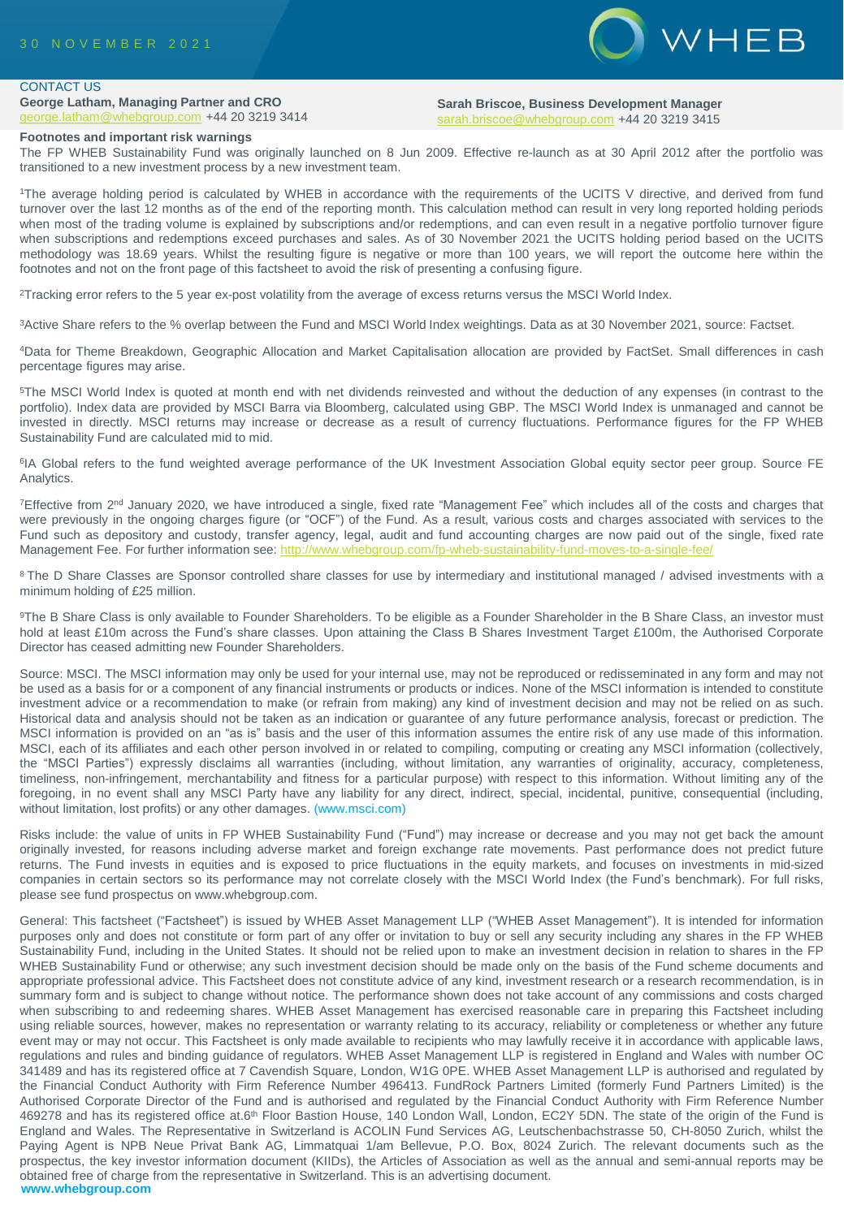30 NOVEMBER 2021

CONTACT US

**George Latham, Managing Partner and CRO**
george.latham@whebgroup.com +44 20 3219 3414

**Sarah Briscoe, Business Development Manager**
sarah.briscoe@whebgroup.com +44 20 3219 3415

**Footnotes and important risk warnings**

The FP WHEB Sustainability Fund was originally launched on 8 Jun 2009. Effective re-launch as at 30 April 2012 after the portfolio was transitioned to a new investment process by a new investment team.

[1]The average holding period is calculated by WHEB in accordance with the requirements of the UCITS V directive, and derived from fund turnover over the last 12 months as of the end of the reporting month. This calculation method can result in very long reported holding periods when most of the trading volume is explained by subscriptions and/or redemptions, and can even result in a negative portfolio turnover figure when subscriptions and redemptions exceed purchases and sales. As of 30 November 2021 the UCITS holding period based on the UCITS methodology was 18.69 years. Whilst the resulting figure is negative or more than 100 years, we will report the outcome here within the footnotes and not on the front page of this factsheet to avoid the risk of presenting a confusing figure.

[2]Tracking error refers to the 5 year ex-post volatility from the average of excess returns versus the MSCI World Index.

[3]Active Share refers to the % overlap between the Fund and MSCI World Index weightings. Data as at 30 November 2021, source: Factset.

[4]Data for Theme Breakdown, Geographic Allocation and Market Capitalisation allocation are provided by FactSet. Small differences in cash percentage figures may arise.

[5]The MSCI World Index is quoted at month end with net dividends reinvested and without the deduction of any expenses (in contrast to the portfolio). Index data are provided by MSCI Barra via Bloomberg, calculated using GBP. The MSCI World Index is unmanaged and cannot be invested in directly. MSCI returns may increase or decrease as a result of currency fluctuations. Performance figures for the FP WHEB Sustainability Fund are calculated mid to mid.

[6]IA Global refers to the fund weighted average performance of the UK Investment Association Global equity sector peer group. Source FE Analytics.

[7]Effective from 2nd January 2020, we have introduced a single, fixed rate "Management Fee" which includes all of the costs and charges that were previously in the ongoing charges figure (or "OCF") of the Fund. As a result, various costs and charges associated with services to the Fund such as depository and custody, transfer agency, legal, audit and fund accounting charges are now paid out of the single, fixed rate Management Fee. For further information see: http://www.whebgroup.com/fp-wheb-sustainability-fund-moves-to-a-single-fee/

[8] The D Share Classes are Sponsor controlled share classes for use by intermediary and institutional managed / advised investments with a minimum holding of £25 million.

[9]The B Share Class is only available to Founder Shareholders. To be eligible as a Founder Shareholder in the B Share Class, an investor must hold at least £10m across the Fund's share classes. Upon attaining the Class B Shares Investment Target £100m, the Authorised Corporate Director has ceased admitting new Founder Shareholders.

Source: MSCI. The MSCI information may only be used for your internal use, may not be reproduced or redisseminated in any form and may not be used as a basis for or a component of any financial instruments or products or indices. None of the MSCI information is intended to constitute investment advice or a recommendation to make (or refrain from making) any kind of investment decision and may not be relied on as such. Historical data and analysis should not be taken as an indication or guarantee of any future performance analysis, forecast or prediction. The MSCI information is provided on an "as is" basis and the user of this information assumes the entire risk of any use made of this information. MSCI, each of its affiliates and each other person involved in or related to compiling, computing or creating any MSCI information (collectively, the "MSCI Parties") expressly disclaims all warranties (including, without limitation, any warranties of originality, accuracy, completeness, timeliness, non-infringement, merchantability and fitness for a particular purpose) with respect to this information. Without limiting any of the foregoing, in no event shall any MSCI Party have any liability for any direct, indirect, special, incidental, punitive, consequential (including, without limitation, lost profits) or any other damages. (www.msci.com)

Risks include: the value of units in FP WHEB Sustainability Fund ("Fund") may increase or decrease and you may not get back the amount originally invested, for reasons including adverse market and foreign exchange rate movements. Past performance does not predict future returns. The Fund invests in equities and is exposed to price fluctuations in the equity markets, and focuses on investments in mid-sized companies in certain sectors so its performance may not correlate closely with the MSCI World Index (the Fund's benchmark). For full risks, please see fund prospectus on www.whebgroup.com.

General: This factsheet ("Factsheet") is issued by WHEB Asset Management LLP ("WHEB Asset Management"). It is intended for information purposes only and does not constitute or form part of any offer or invitation to buy or sell any security including any shares in the FP WHEB Sustainability Fund, including in the United States. It should not be relied upon to make an investment decision in relation to shares in the FP WHEB Sustainability Fund or otherwise; any such investment decision should be made only on the basis of the Fund scheme documents and appropriate professional advice. This Factsheet does not constitute advice of any kind, investment research or a research recommendation, is in summary form and is subject to change without notice. The performance shown does not take account of any commissions and costs charged when subscribing to and redeeming shares. WHEB Asset Management has exercised reasonable care in preparing this Factsheet including using reliable sources, however, makes no representation or warranty relating to its accuracy, reliability or completeness or whether any future event may or may not occur. This Factsheet is only made available to recipients who may lawfully receive it in accordance with applicable laws, regulations and rules and binding guidance of regulators. WHEB Asset Management LLP is registered in England and Wales with number OC 341489 and has its registered office at 7 Cavendish Square, London, W1G 0PE. WHEB Asset Management LLP is authorised and regulated by the Financial Conduct Authority with Firm Reference Number 496413. FundRock Partners Limited (formerly Fund Partners Limited) is the Authorised Corporate Director of the Fund and is authorised and regulated by the Financial Conduct Authority with Firm Reference Number 469278 and has its registered office at 6th Floor Bastion House, 140 London Wall, London, EC2Y 5DN. The state of the origin of the Fund is England and Wales. The Representative in Switzerland is ACOLIN Fund Services AG, Leutschenbachstrasse 50, CH-8050 Zurich, whilst the Paying Agent is NPB Neue Privat Bank AG, Limmatquai 1/am Bellevue, P.O. Box, 8024 Zurich. The relevant documents such as the prospectus, the key investor information document (KIIDs), the Articles of Association as well as the annual and semi-annual reports may be obtained free of charge from the representative in Switzerland. This is an advertising document.

**www.whebgroup.com**